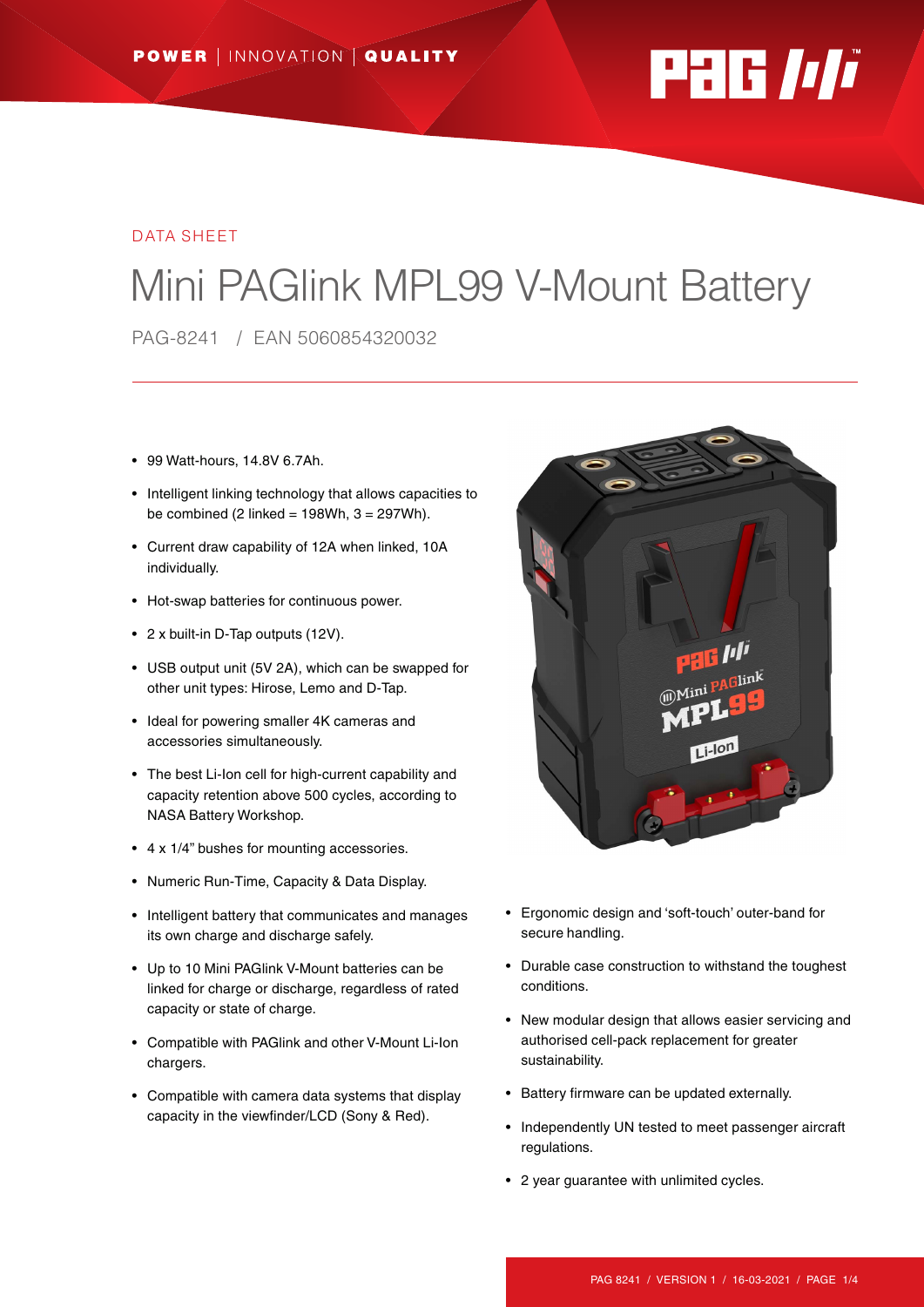POWER | INNOVATION | QUALITY

DATA SHEET

# Mini PAGlink MPL99 V-Mount Battery

PAG-8241 / EAN 5060854320032

- 99 Watt-hours, 14.8V 6.7Ah.
- Intelligent linking technology that allows capacities to be combined (2 linked = 198Wh, 3 = 297Wh).
- Current draw capability of 12A when linked, 10A individually.
- Hot-swap batteries for continuous power.
- 2 x built-in D-Tap outputs (12V).
- USB output unit (5V 2A), which can be swapped for other unit types: Hirose, Lemo and D-Tap.
- Ideal for powering smaller 4K cameras and accessories simultaneously.
- The best Li-Ion cell for high-current capability and capacity retention above 500 cycles, according to NASA Battery Workshop.
- 4 x 1/4" bushes for mounting accessories.
- Numeric Run-Time, Capacity & Data Display.
- Intelligent battery that communicates and manages its own charge and discharge safely.
- Up to 10 Mini PAGlink V-Mount batteries can be linked for charge or discharge, regardless of rated capacity or state of charge.
- Compatible with PAGlink and other V-Mount Li-Ion chargers.
- Compatible with camera data systems that display capacity in the viewfinder/LCD (Sony & Red).
- Ergonomic design and 'soft-touch' outer-band for secure handling.
- Durable case construction to withstand the toughest conditions.
- New modular design that allows easier servicing and authorised cell-pack replacement for greater sustainability.
- Battery firmware can be updated externally.
- Independently UN tested to meet passenger aircraft regulations.
- 2 year guarantee with unlimited cycles.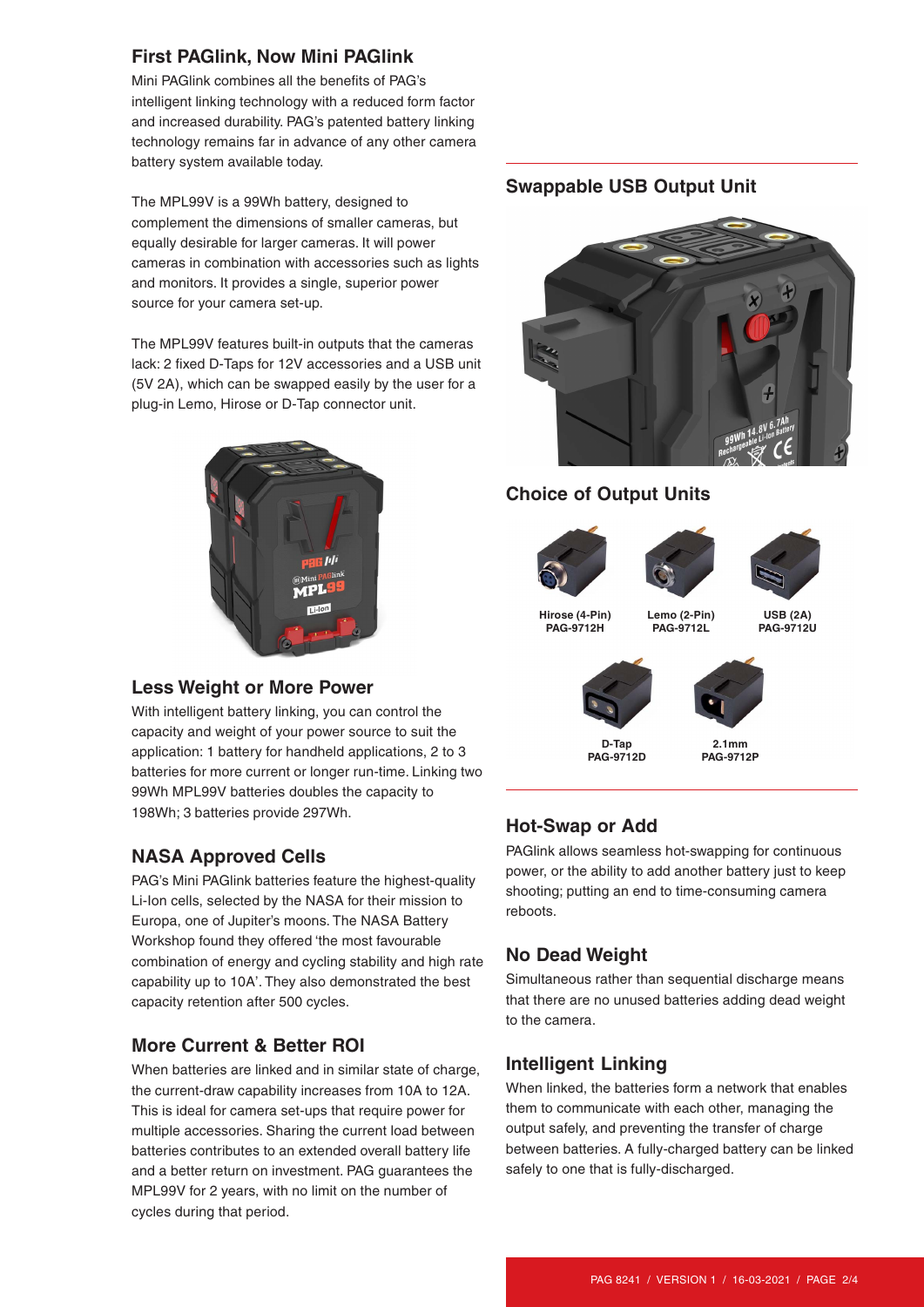## First PAGlink, Now Mini PAGlink

Mini PAGlink combines all the benefits of PAG's intelligent linking technology with a reduced form factor and increased durability. PAG's patented battery linking technology remains far in advance of any other camera battery system available today.

The MPL99V is a 99Wh battery, designed to complement the dimensions of smaller cameras, but equally desirable for larger cameras. It will power cameras in combination with accessories such as lights and monitors. It provides a single, superior power source for your camera set-up.

The MPL99V features built-in outputs that the cameras lack: 2 fixed D-Taps for 12V accessories and a USB unit (5V 2A), which can be swapped easily by the user for a plug-in Lemo, Hirose or D-Tap connector unit.

## Less Weight or More Power

With intelligent battery linking, you can control the capacity and weight of your power source to suit the application: 1 battery for handheld applications, 2 to 3 batteries for more current or longer run-time. Linking two 99Wh MPL99V batteries doubles the capacity to 198Wh; 3 batteries provide 297Wh.

## NASA Approved Cells

PAG's Mini PAGlink batteries feature the highest-quality Li-Ion cells, selected by the NASA for their mission to Europa, one of Jupiter's moons. The NASA Battery Workshop found they offered 'the most favourable combination of energy and cycling stability and high rate capability up to 10A'. They also demonstrated the best capacity retention after 500 cycles.

## More Current & Better ROI

When batteries are linked and in similar state of charge, the current-draw capability increases from 10A to 12A. This is ideal for camera set-ups that require power for multiple accessories. Sharing the current load between batteries contributes to an extended overall battery life and a better return on investment. PAG guarantees the MPL99V for 2 years, with no limit on the number of cycles during that period.

## Swappable USB Output Unit

## Choice of Output Units

Hirose (4-Pin)
PAG-9712H

Lemo (2-Pin)
PAG-9712L

USB (2A)
PAG-9712U

D-Tap
PAG-9712D

2.1mm
PAG-9712P

## Hot-Swap or Add

PAGlink allows seamless hot-swapping for continuous power, or the ability to add another battery just to keep shooting; putting an end to time-consuming camera reboots.

## No Dead Weight

Simultaneous rather than sequential discharge means that there are no unused batteries adding dead weight to the camera.

## Intelligent Linking

When linked, the batteries form a network that enables them to communicate with each other, managing the output safely, and preventing the transfer of charge between batteries. A fully-charged battery can be linked safely to one that is fully-discharged.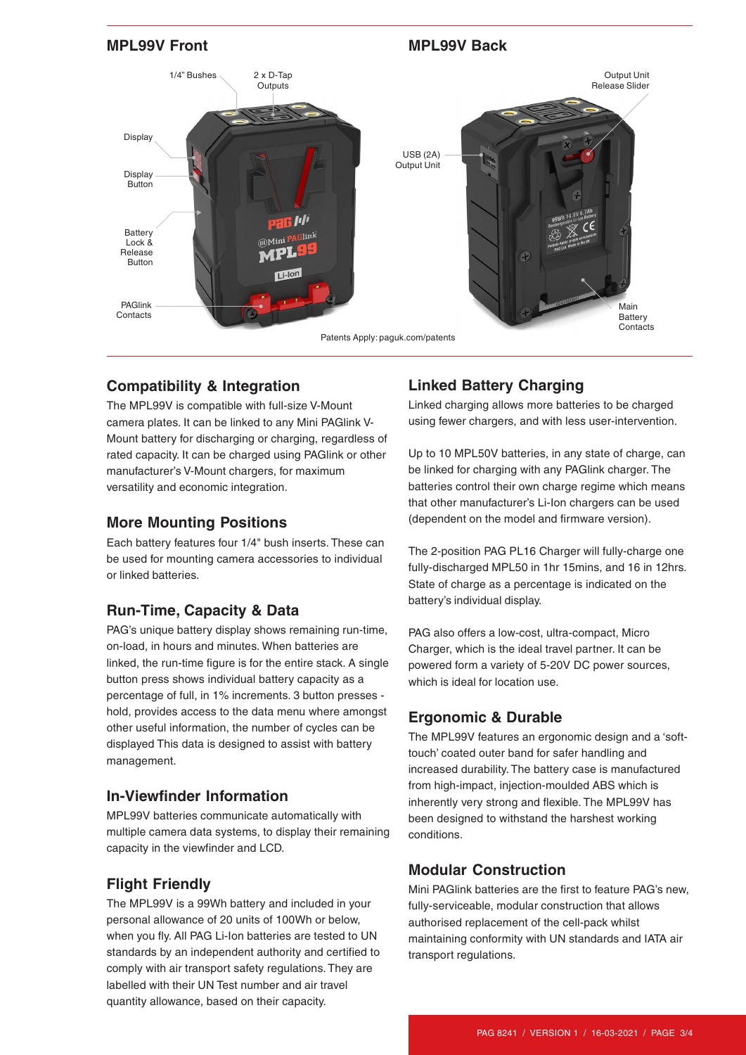## MPL99V Front

1/4" Bushes

2 x D-Tap Outputs

Display

Display Button

Battery Lock & Release Button

PAGlink Contacts

## MPL99V Back

Output Unit Release Slider

USB (2A) Output Unit

Main Battery Contacts

Patents Apply: paguk.com/patents

### Compatibility & Integration

The MPL99V is compatible with full-size V-Mount camera plates. It can be linked to any Mini PAGlink V-Mount battery for discharging or charging, regardless of rated capacity. It can be charged using PAGlink or other manufacturer's V-Mount chargers, for maximum versatility and economic integration.

### More Mounting Positions

Each battery features four 1/4" bush inserts. These can be used for mounting camera accessories to individual or linked batteries.

### Run-Time, Capacity & Data

PAG's unique battery display shows remaining run-time, on-load, in hours and minutes. When batteries are linked, the run-time figure is for the entire stack. A single button press shows individual battery capacity as a percentage of full, in 1% increments. 3 button presses - hold, provides access to the data menu where amongst other useful information, the number of cycles can be displayed This data is designed to assist with battery management.

### In-Viewfinder Information

MPL99V batteries communicate automatically with multiple camera data systems, to display their remaining capacity in the viewfinder and LCD.

### Flight Friendly

The MPL99V is a 99Wh battery and included in your personal allowance of 20 units of 100Wh or below, when you fly. All PAG Li-Ion batteries are tested to UN standards by an independent authority and certified to comply with air transport safety regulations. They are labelled with their UN Test number and air travel quantity allowance, based on their capacity.

### Linked Battery Charging

Linked charging allows more batteries to be charged using fewer chargers, and with less user-intervention.

Up to 10 MPL50V batteries, in any state of charge, can be linked for charging with any PAGlink charger. The batteries control their own charge regime which means that other manufacturer's Li-Ion chargers can be used (dependent on the model and firmware version).

The 2-position PAG PL16 Charger will fully-charge one fully-discharged MPL50 in 1hr 15mins, and 16 in 12hrs. State of charge as a percentage is indicated on the battery's individual display.

PAG also offers a low-cost, ultra-compact, Micro Charger, which is the ideal travel partner. It can be powered form a variety of 5-20V DC power sources, which is ideal for location use.

### Ergonomic & Durable

The MPL99V features an ergonomic design and a 'soft-touch' coated outer band for safer handling and increased durability. The battery case is manufactured from high-impact, injection-moulded ABS which is inherently very strong and flexible. The MPL99V has been designed to withstand the harshest working conditions.

### Modular Construction

Mini PAGlink batteries are the first to feature PAG's new, fully-serviceable, modular construction that allows authorised replacement of the cell-pack whilst maintaining conformity with UN standards and IATA air transport regulations.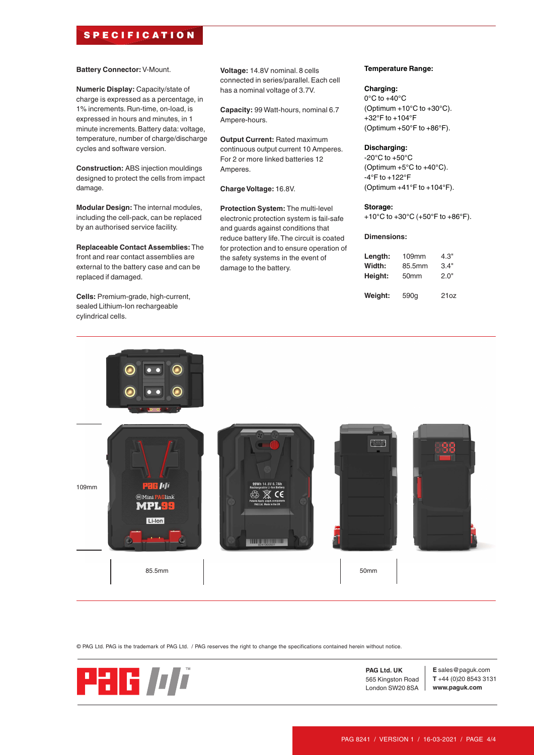## SPECIFICATION

**Battery Connector:** V-Mount.

**Numeric Display:** Capacity/state of charge is expressed as a percentage, in 1% increments. Run-time, on-load, is expressed in hours and minutes, in 1 minute increments. Battery data: voltage, temperature, number of charge/discharge cycles and software version.

**Construction:** ABS injection mouldings designed to protect the cells from impact damage.

**Modular Design:** The internal modules, including the cell-pack, can be replaced by an authorised service facility.

**Replaceable Contact Assemblies:** The front and rear contact assemblies are external to the battery case and can be replaced if damaged.

**Cells:** Premium-grade, high-current, sealed Lithium-Ion rechargeable cylindrical cells.

**Voltage:** 14.8V nominal. 8 cells connected in series/parallel. Each cell has a nominal voltage of 3.7V.

**Capacity:** 99 Watt-hours, nominal 6.7 Ampere-hours.

**Output Current:** Rated maximum continuous output current 10 Amperes. For 2 or more linked batteries 12 Amperes.

**Charge Voltage:** 16.8V.

**Protection System:** The multi-level electronic protection system is fail-safe and guards against conditions that reduce battery life. The circuit is coated for protection and to ensure operation of the safety systems in the event of damage to the battery.

**Temperature Range:**

**Charging:**
0°C to +40°C
(Optimum +10°C to +30°C).
+32°F to +104°F
(Optimum +50°F to +86°F).

**Discharging:**
-20°C to +50°C
(Optimum +5°C to +40°C).
-4°F to +122°F
(Optimum +41°F to +104°F).

**Storage:**
+10°C to +30°C (+50°F to +86°F).

**Dimensions:**

| | | |
|---|---|---|
| **Length:** | 109mm | 4.3" |
| **Width:** | 85.5mm | 3.4" |
| **Height:** | 50mm | 2.0" |
| **Weight:** | 590g | 21oz |

109mm

85.5mm

50mm

© PAG Ltd. PAG is the trademark of PAG Ltd. / PAG reserves the right to change the specifications contained herein without notice.

**PAG Ltd. UK**
565 Kingston Road
London SW20 8SA

**E** sales@paguk.com
**T** +44 (0)20 8543 3131
**www.paguk.com**

PAG 8241 / VERSION 1 / 16-03-2021